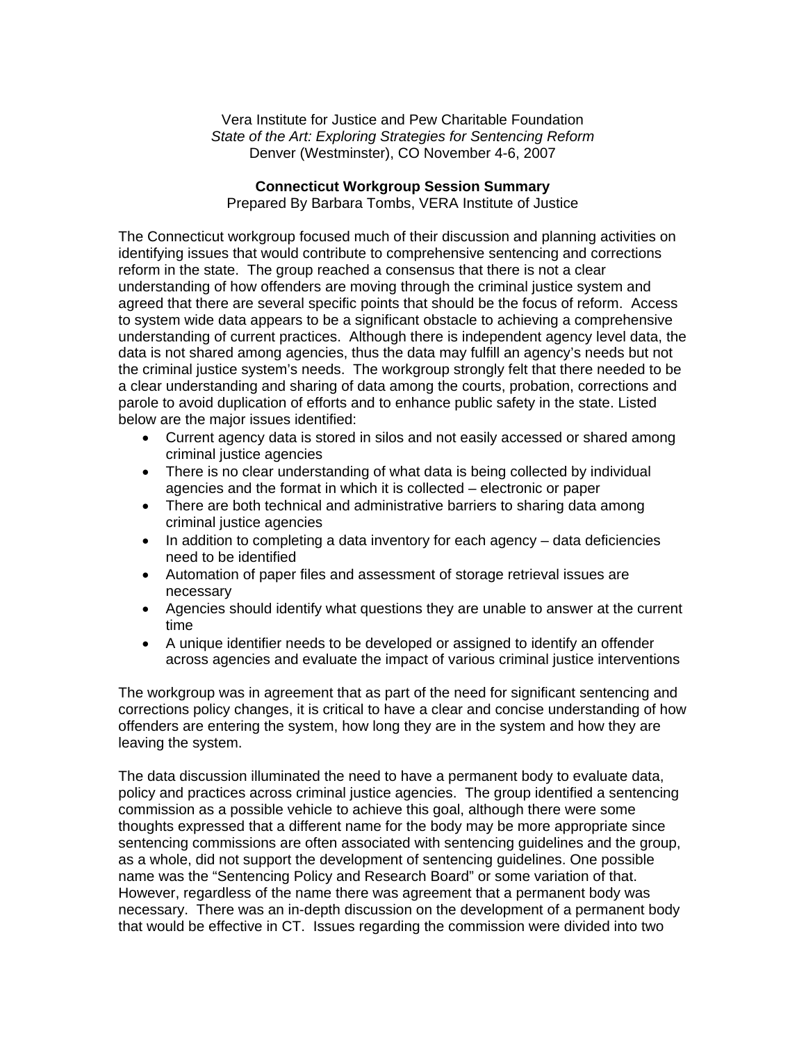Vera Institute for Justice and Pew Charitable Foundation

*State of the Art: Exploring Strategies for Sentencing Reform*

Denver (Westminster), CO November 4-6, 2007

**Connecticut Workgroup Session Summary**

Prepared By Barbara Tombs, VERA Institute of Justice

The Connecticut workgroup focused much of their discussion and planning activities on identifying issues that would contribute to comprehensive sentencing and corrections reform in the state. The group reached a consensus that there is not a clear understanding of how offenders are moving through the criminal justice system and agreed that there are several specific points that should be the focus of reform. Access to system wide data appears to be a significant obstacle to achieving a comprehensive understanding of current practices. Although there is independent agency level data, the data is not shared among agencies, thus the data may fulfill an agency's needs but not the criminal justice system's needs. The workgroup strongly felt that there needed to be a clear understanding and sharing of data among the courts, probation, corrections and parole to avoid duplication of efforts and to enhance public safety in the state. Listed below are the major issues identified:

- Current agency data is stored in silos and not easily accessed or shared among criminal justice agencies
- There is no clear understanding of what data is being collected by individual agencies and the format in which it is collected – electronic or paper
- There are both technical and administrative barriers to sharing data among criminal justice agencies
- In addition to completing a data inventory for each agency – data deficiencies need to be identified
- Automation of paper files and assessment of storage retrieval issues are necessary
- Agencies should identify what questions they are unable to answer at the current time
- A unique identifier needs to be developed or assigned to identify an offender across agencies and evaluate the impact of various criminal justice interventions

The workgroup was in agreement that as part of the need for significant sentencing and corrections policy changes, it is critical to have a clear and concise understanding of how offenders are entering the system, how long they are in the system and how they are leaving the system.

The data discussion illuminated the need to have a permanent body to evaluate data, policy and practices across criminal justice agencies. The group identified a sentencing commission as a possible vehicle to achieve this goal, although there were some thoughts expressed that a different name for the body may be more appropriate since sentencing commissions are often associated with sentencing guidelines and the group, as a whole, did not support the development of sentencing guidelines. One possible name was the "Sentencing Policy and Research Board" or some variation of that. However, regardless of the name there was agreement that a permanent body was necessary. There was an in-depth discussion on the development of a permanent body that would be effective in CT. Issues regarding the commission were divided into two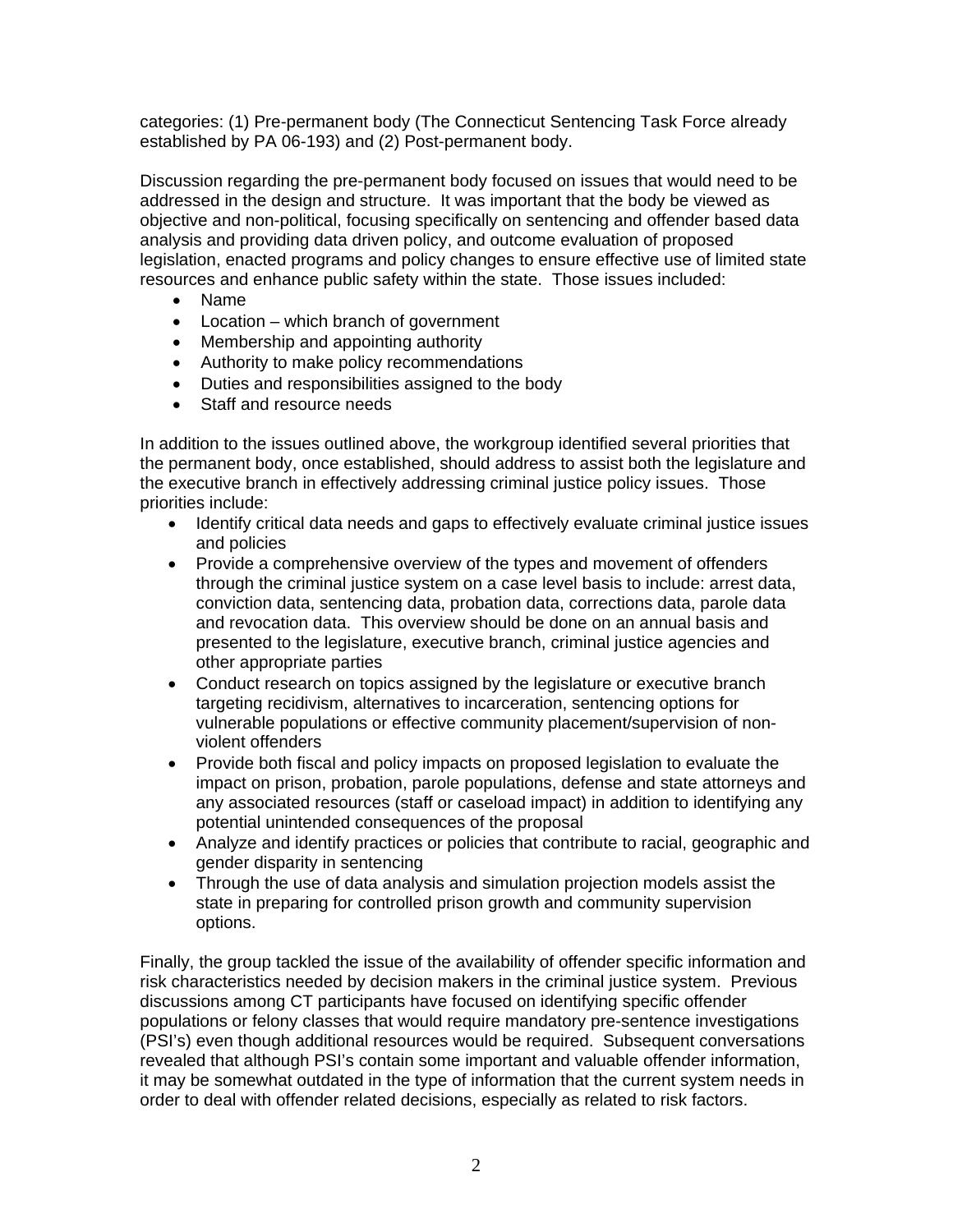categories: (1) Pre-permanent body (The Connecticut Sentencing Task Force already established by PA 06-193) and (2) Post-permanent body.

Discussion regarding the pre-permanent body focused on issues that would need to be addressed in the design and structure. It was important that the body be viewed as objective and non-political, focusing specifically on sentencing and offender based data analysis and providing data driven policy, and outcome evaluation of proposed legislation, enacted programs and policy changes to ensure effective use of limited state resources and enhance public safety within the state. Those issues included:

- Name
- Location – which branch of government
- Membership and appointing authority
- Authority to make policy recommendations
- Duties and responsibilities assigned to the body
- Staff and resource needs

In addition to the issues outlined above, the workgroup identified several priorities that the permanent body, once established, should address to assist both the legislature and the executive branch in effectively addressing criminal justice policy issues. Those priorities include:

- Identify critical data needs and gaps to effectively evaluate criminal justice issues and policies
- Provide a comprehensive overview of the types and movement of offenders through the criminal justice system on a case level basis to include: arrest data, conviction data, sentencing data, probation data, corrections data, parole data and revocation data. This overview should be done on an annual basis and presented to the legislature, executive branch, criminal justice agencies and other appropriate parties
- Conduct research on topics assigned by the legislature or executive branch targeting recidivism, alternatives to incarceration, sentencing options for vulnerable populations or effective community placement/supervision of non-violent offenders
- Provide both fiscal and policy impacts on proposed legislation to evaluate the impact on prison, probation, parole populations, defense and state attorneys and any associated resources (staff or caseload impact) in addition to identifying any potential unintended consequences of the proposal
- Analyze and identify practices or policies that contribute to racial, geographic and gender disparity in sentencing
- Through the use of data analysis and simulation projection models assist the state in preparing for controlled prison growth and community supervision options.

Finally, the group tackled the issue of the availability of offender specific information and risk characteristics needed by decision makers in the criminal justice system. Previous discussions among CT participants have focused on identifying specific offender populations or felony classes that would require mandatory pre-sentence investigations (PSI's) even though additional resources would be required. Subsequent conversations revealed that although PSI's contain some important and valuable offender information, it may be somewhat outdated in the type of information that the current system needs in order to deal with offender related decisions, especially as related to risk factors.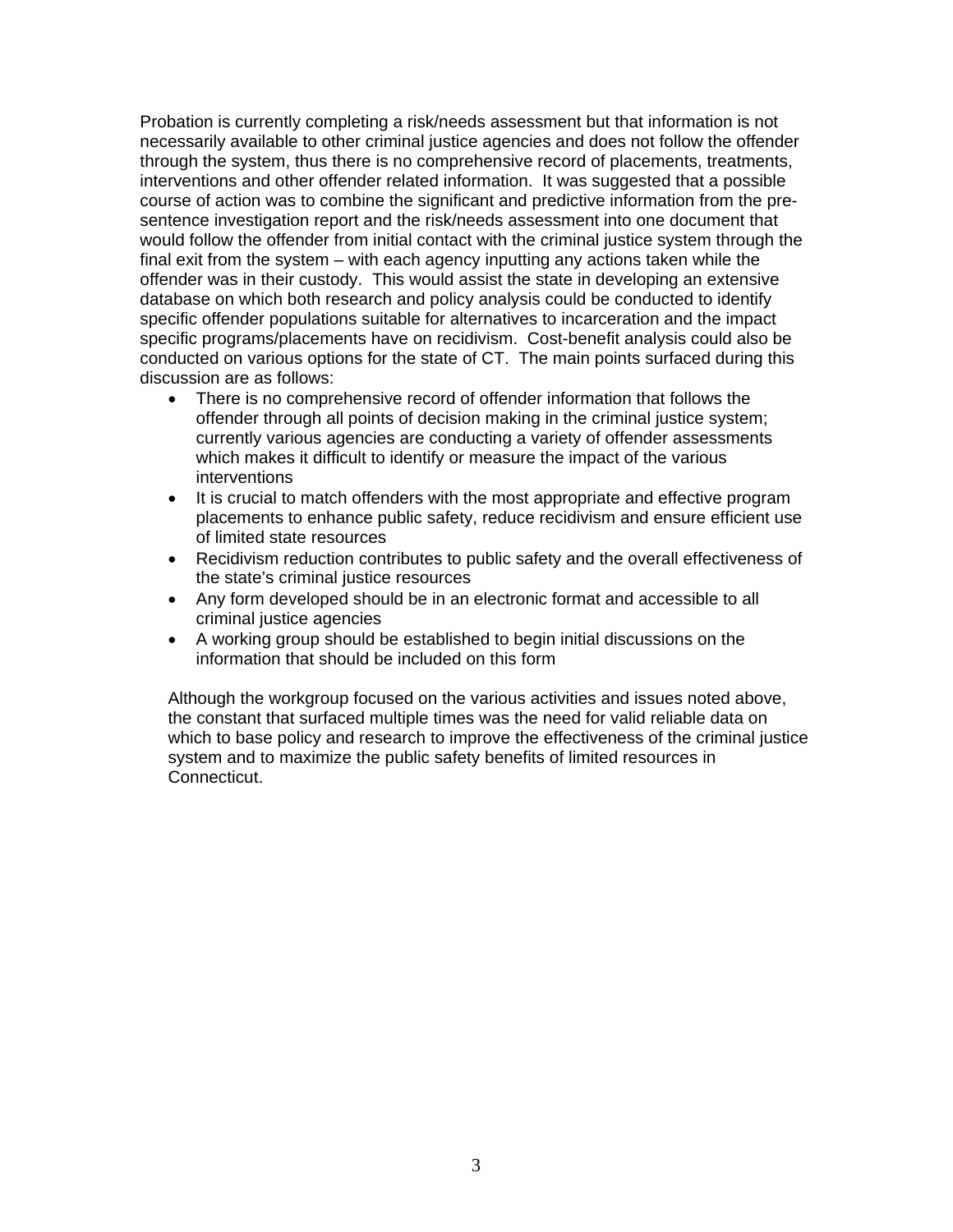Probation is currently completing a risk/needs assessment but that information is not necessarily available to other criminal justice agencies and does not follow the offender through the system, thus there is no comprehensive record of placements, treatments, interventions and other offender related information. It was suggested that a possible course of action was to combine the significant and predictive information from the pre-sentence investigation report and the risk/needs assessment into one document that would follow the offender from initial contact with the criminal justice system through the final exit from the system – with each agency inputting any actions taken while the offender was in their custody. This would assist the state in developing an extensive database on which both research and policy analysis could be conducted to identify specific offender populations suitable for alternatives to incarceration and the impact specific programs/placements have on recidivism. Cost-benefit analysis could also be conducted on various options for the state of CT. The main points surfaced during this discussion are as follows:

- There is no comprehensive record of offender information that follows the offender through all points of decision making in the criminal justice system; currently various agencies are conducting a variety of offender assessments which makes it difficult to identify or measure the impact of the various interventions
- It is crucial to match offenders with the most appropriate and effective program placements to enhance public safety, reduce recidivism and ensure efficient use of limited state resources
- Recidivism reduction contributes to public safety and the overall effectiveness of the state's criminal justice resources
- Any form developed should be in an electronic format and accessible to all criminal justice agencies
- A working group should be established to begin initial discussions on the information that should be included on this form

Although the workgroup focused on the various activities and issues noted above, the constant that surfaced multiple times was the need for valid reliable data on which to base policy and research to improve the effectiveness of the criminal justice system and to maximize the public safety benefits of limited resources in Connecticut.